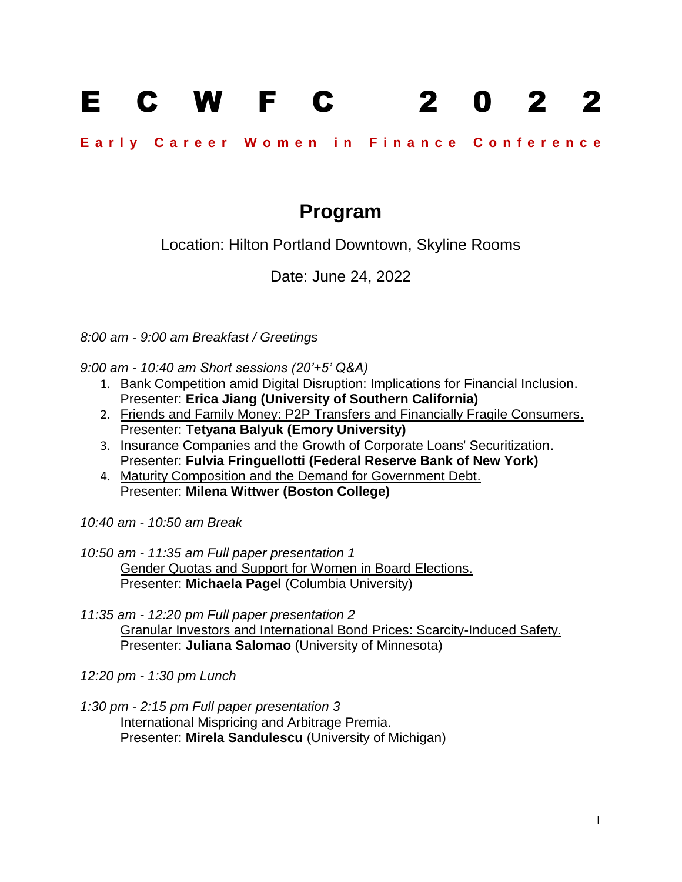# ECWFC 2022

**Early Career Women in Finance Conference**

## Program

Location: Hilton Portland Downtown, Skyline Rooms

Date: June 24, 2022

*8:00 am - 9:00 am Breakfast / Greetings*

*9:00 am - 10:40 am Short sessions (20'+5' Q&A)*

1. Bank Competition amid Digital Disruption: Implications for Financial Inclusion.
   Presenter: **Erica Jiang (University of Southern California)**
2. Friends and Family Money: P2P Transfers and Financially Fragile Consumers.
   Presenter: **Tetyana Balyuk (Emory University)**
3. Insurance Companies and the Growth of Corporate Loans' Securitization.
   Presenter: **Fulvia Fringuellotti (Federal Reserve Bank of New York)**
4. Maturity Composition and the Demand for Government Debt.
   Presenter: **Milena Wittwer (Boston College)**

*10:40 am - 10:50 am Break*

*10:50 am - 11:35 am Full paper presentation 1*

Gender Quotas and Support for Women in Board Elections.
Presenter: **Michaela Pagel** (Columbia University)

*11:35 am - 12:20 pm Full paper presentation 2*

Granular Investors and International Bond Prices: Scarcity-Induced Safety.
Presenter: **Juliana Salomao** (University of Minnesota)

*12:20 pm - 1:30 pm Lunch*

*1:30 pm - 2:15 pm Full paper presentation 3*

International Mispricing and Arbitrage Premia.
Presenter: **Mirela Sandulescu** (University of Michigan)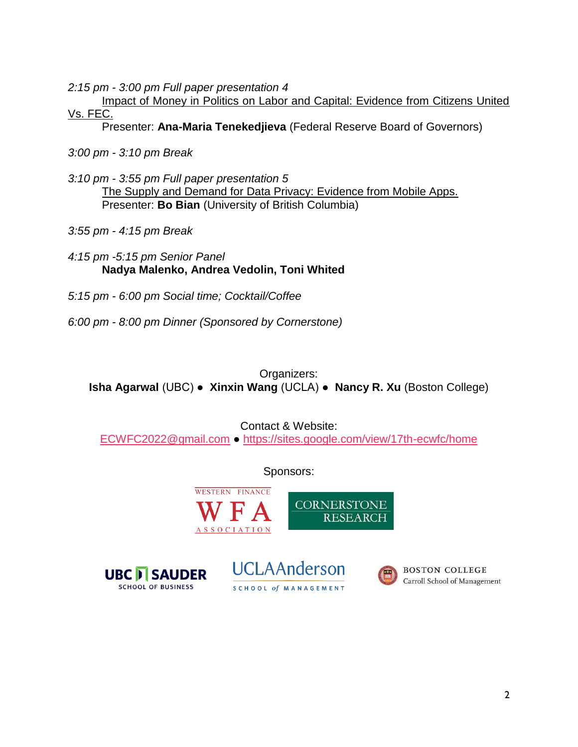*2:15 pm - 3:00 pm Full paper presentation 4*

Impact of Money in Politics on Labor and Capital: Evidence from Citizens United Vs. FEC.

Presenter: **Ana-Maria Tenekedjieva** (Federal Reserve Board of Governors)

*3:00 pm - 3:10 pm Break*

*3:10 pm - 3:55 pm Full paper presentation 5*

The Supply and Demand for Data Privacy: Evidence from Mobile Apps.

Presenter: **Bo Bian** (University of British Columbia)

*3:55 pm - 4:15 pm Break*

*4:15 pm -5:15 pm Senior Panel*

**Nadya Malenko, Andrea Vedolin, Toni Whited**

*5:15 pm - 6:00 pm Social time; Cocktail/Coffee*

*6:00 pm - 8:00 pm Dinner (Sponsored by Cornerstone)*

Organizers:

**Isha Agarwal** (UBC) ● **Xinxin Wang** (UCLA) ● **Nancy R. Xu** (Boston College)

Contact & Website:

ECWFC2022@gmail.com ● https://sites.google.com/view/17th-ecwfc/home

Sponsors:

WESTERN FINANCE WFA ASSOCIATION

CORNERSTONE RESEARCH

UBC SAUDER SCHOOL OF BUSINESS

UCLA Anderson SCHOOL of MANAGEMENT

BOSTON COLLEGE Carroll School of Management